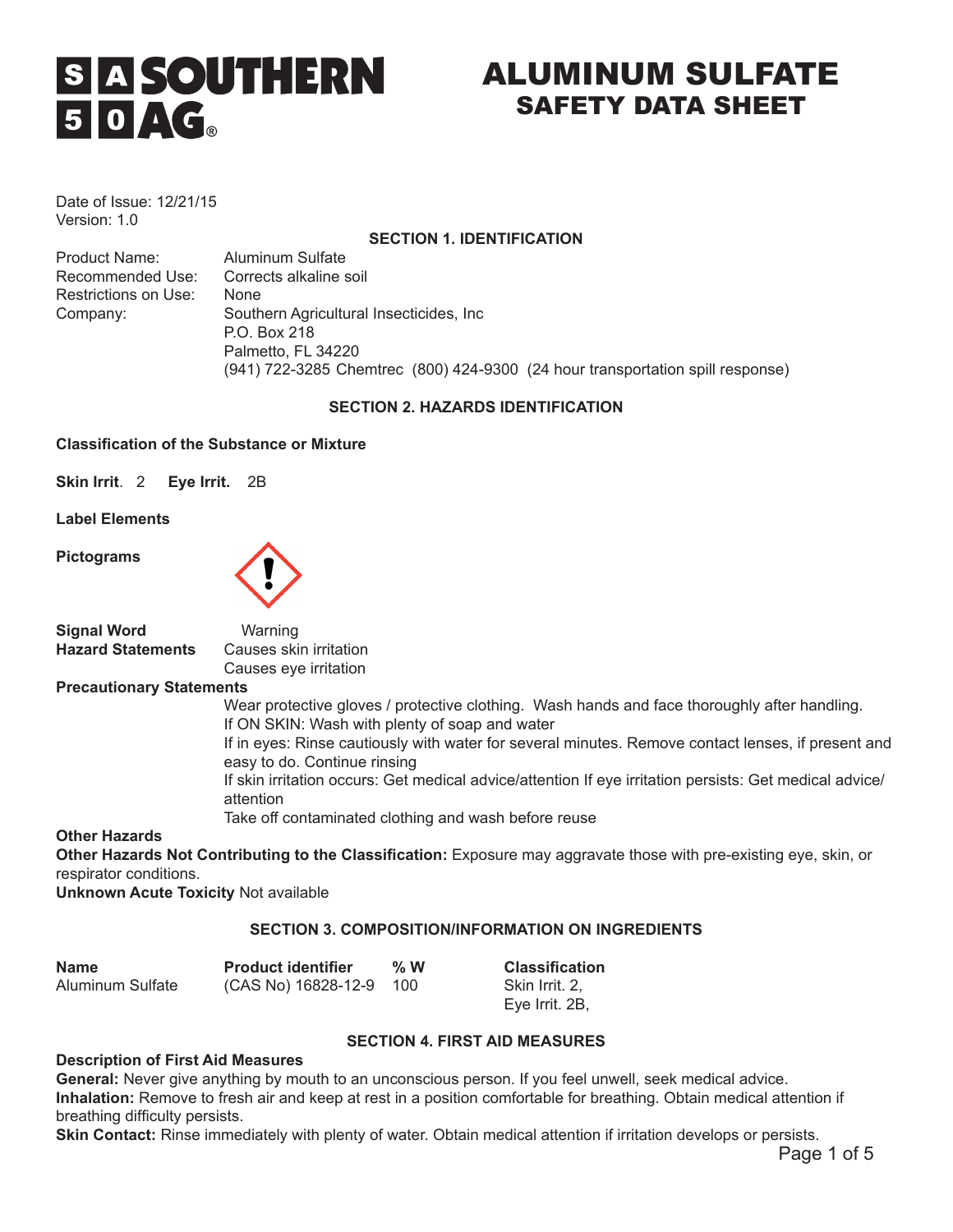# ALUMINUM SULFATE
## SAFETY DATA SHEET

Date of Issue: 12/21/15
Version: 1.0

### SECTION 1. IDENTIFICATION

| | |
|---|---|
| Product Name: | Aluminum Sulfate |
| Recommended Use: | Corrects alkaline soil |
| Restrictions on Use: | None |
| Company: | Southern Agricultural Insecticides, Inc<br>P.O. Box 218<br>Palmetto, FL 34220<br>(941) 722-3285 Chemtrec (800) 424-9300 (24 hour transportation spill response) |

### SECTION 2. HAZARDS IDENTIFICATION

**Classification of the Substance or Mixture**

**Skin Irrit**. 2 **Eye Irrit.** 2B

**Label Elements**

**Pictograms**

**Signal Word** Warning

**Hazard Statements** Causes skin irritation
Causes eye irritation

**Precautionary Statements**

Wear protective gloves / protective clothing. Wash hands and face thoroughly after handling.
If ON SKIN: Wash with plenty of soap and water
If in eyes: Rinse cautiously with water for several minutes. Remove contact lenses, if present and easy to do. Continue rinsing
If skin irritation occurs: Get medical advice/attention If eye irritation persists: Get medical advice/attention
Take off contaminated clothing and wash before reuse

**Other Hazards**

**Other Hazards Not Contributing to the Classification:** Exposure may aggravate those with pre-existing eye, skin, or respirator conditions.

**Unknown Acute Toxicity** Not available

### SECTION 3. COMPOSITION/INFORMATION ON INGREDIENTS

| Name | Product identifier | % W | Classification |
|---|---|---|---|
| Aluminum Sulfate | (CAS No) 16828-12-9 | 100 | Skin Irrit. 2,<br>Eye Irrit. 2B, |

### SECTION 4. FIRST AID MEASURES

**Description of First Aid Measures**

**General:** Never give anything by mouth to an unconscious person. If you feel unwell, seek medical advice.

**Inhalation:** Remove to fresh air and keep at rest in a position comfortable for breathing. Obtain medical attention if breathing difficulty persists.

**Skin Contact:** Rinse immediately with plenty of water. Obtain medical attention if irritation develops or persists.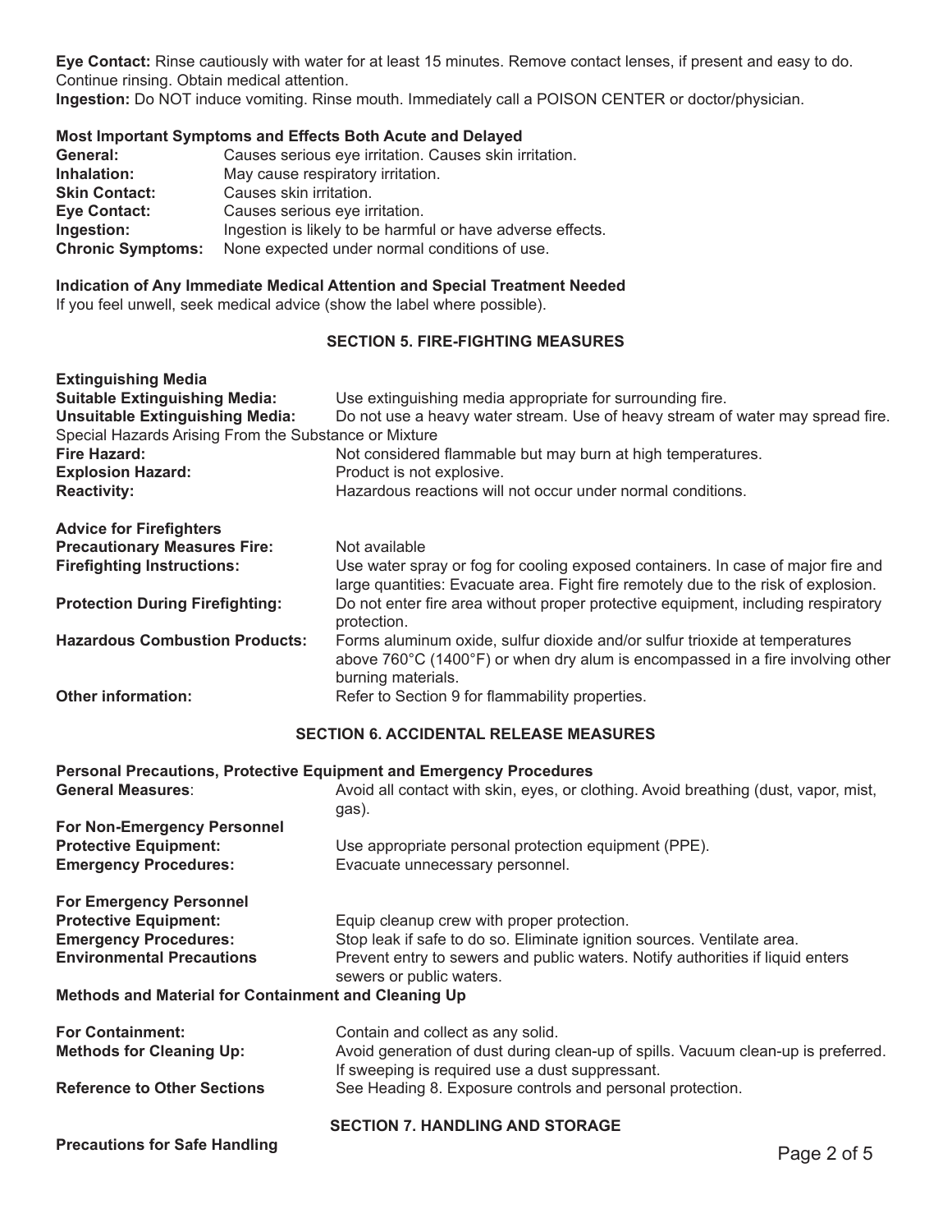**Eye Contact:** Rinse cautiously with water for at least 15 minutes. Remove contact lenses, if present and easy to do. Continue rinsing. Obtain medical attention.
**Ingestion:** Do NOT induce vomiting. Rinse mouth. Immediately call a POISON CENTER or doctor/physician.

**Most Important Symptoms and Effects Both Acute and Delayed**

| | |
|---|---|
| **General:** | Causes serious eye irritation. Causes skin irritation. |
| **Inhalation:** | May cause respiratory irritation. |
| **Skin Contact:** | Causes skin irritation. |
| **Eye Contact:** | Causes serious eye irritation. |
| **Ingestion:** | Ingestion is likely to be harmful or have adverse effects. |
| **Chronic Symptoms:** | None expected under normal conditions of use. |

**Indication of Any Immediate Medical Attention and Special Treatment Needed**
If you feel unwell, seek medical advice (show the label where possible).

## SECTION 5. FIRE-FIGHTING MEASURES

**Extinguishing Media**

| | |
|---|---|
| **Suitable Extinguishing Media:** | Use extinguishing media appropriate for surrounding fire. |
| **Unsuitable Extinguishing Media:** | Do not use a heavy water stream. Use of heavy stream of water may spread fire. |

Special Hazards Arising From the Substance or Mixture

| | |
|---|---|
| **Fire Hazard:** | Not considered flammable but may burn at high temperatures. |
| **Explosion Hazard:** | Product is not explosive. |
| **Reactivity:** | Hazardous reactions will not occur under normal conditions. |

**Advice for Firefighters**

| | |
|---|---|
| **Precautionary Measures Fire:** | Not available |
| **Firefighting Instructions:** | Use water spray or fog for cooling exposed containers. In case of major fire and large quantities: Evacuate area. Fight fire remotely due to the risk of explosion. |
| **Protection During Firefighting:** | Do not enter fire area without proper protective equipment, including respiratory protection. |
| **Hazardous Combustion Products:** | Forms aluminum oxide, sulfur dioxide and/or sulfur trioxide at temperatures above 760°C (1400°F) or when dry alum is encompassed in a fire involving other burning materials. |
| **Other information:** | Refer to Section 9 for flammability properties. |

## SECTION 6. ACCIDENTAL RELEASE MEASURES

**Personal Precautions, Protective Equipment and Emergency Procedures**

| | |
|---|---|
| **General Measures**: | Avoid all contact with skin, eyes, or clothing. Avoid breathing (dust, vapor, mist, gas). |

**For Non-Emergency Personnel**

| | |
|---|---|
| **Protective Equipment:** | Use appropriate personal protection equipment (PPE). |
| **Emergency Procedures:** | Evacuate unnecessary personnel. |

**For Emergency Personnel**

| | |
|---|---|
| **Protective Equipment:** | Equip cleanup crew with proper protection. |
| **Emergency Procedures:** | Stop leak if safe to do so. Eliminate ignition sources. Ventilate area. |
| **Environmental Precautions** | Prevent entry to sewers and public waters. Notify authorities if liquid enters sewers or public waters. |

**Methods and Material for Containment and Cleaning Up**

| | |
|---|---|
| **For Containment:** | Contain and collect as any solid. |
| **Methods for Cleaning Up:** | Avoid generation of dust during clean-up of spills. Vacuum clean-up is preferred. If sweeping is required use a dust suppressant. |
| **Reference to Other Sections** | See Heading 8. Exposure controls and personal protection. |

## SECTION 7. HANDLING AND STORAGE

**Precautions for Safe Handling**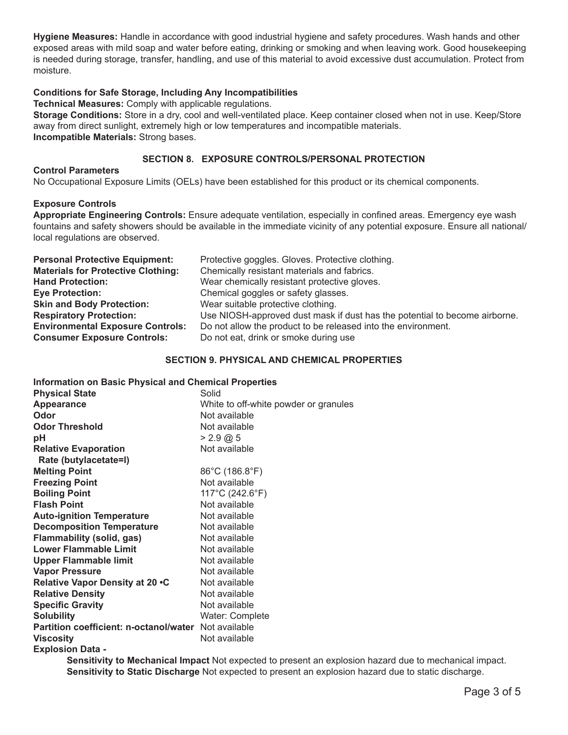**Hygiene Measures:** Handle in accordance with good industrial hygiene and safety procedures. Wash hands and other exposed areas with mild soap and water before eating, drinking or smoking and when leaving work. Good housekeeping is needed during storage, transfer, handling, and use of this material to avoid excessive dust accumulation. Protect from moisture.

**Conditions for Safe Storage, Including Any Incompatibilities**

**Technical Measures:** Comply with applicable regulations.

**Storage Conditions:** Store in a dry, cool and well-ventilated place. Keep container closed when not in use. Keep/Store away from direct sunlight, extremely high or low temperatures and incompatible materials.

**Incompatible Materials:** Strong bases.

## SECTION 8. EXPOSURE CONTROLS/PERSONAL PROTECTION

**Control Parameters**

No Occupational Exposure Limits (OELs) have been established for this product or its chemical components.

**Exposure Controls**

**Appropriate Engineering Controls:** Ensure adequate ventilation, especially in confined areas. Emergency eye wash fountains and safety showers should be available in the immediate vicinity of any potential exposure. Ensure all national/ local regulations are observed.

| | |
|---|---|
| **Personal Protective Equipment:** | Protective goggles. Gloves. Protective clothing. |
| **Materials for Protective Clothing:** | Chemically resistant materials and fabrics. |
| **Hand Protection:** | Wear chemically resistant protective gloves. |
| **Eye Protection:** | Chemical goggles or safety glasses. |
| **Skin and Body Protection:** | Wear suitable protective clothing. |
| **Respiratory Protection:** | Use NIOSH-approved dust mask if dust has the potential to become airborne. |
| **Environmental Exposure Controls:** | Do not allow the product to be released into the environment. |
| **Consumer Exposure Controls:** | Do not eat, drink or smoke during use |

## SECTION 9. PHYSICAL AND CHEMICAL PROPERTIES

**Information on Basic Physical and Chemical Properties**

| | |
|---|---|
| **Physical State** | Solid |
| **Appearance** | White to off-white powder or granules |
| **Odor** | Not available |
| **Odor Threshold** | Not available |
| **pH** | > 2.9 @ 5 |
| **Relative Evaporation Rate (butylacetate=l)** | Not available |
| **Melting Point** | 86°C (186.8°F) |
| **Freezing Point** | Not available |
| **Boiling Point** | 117°C (242.6°F) |
| **Flash Point** | Not available |
| **Auto-ignition Temperature** | Not available |
| **Decomposition Temperature** | Not available |
| **Flammability (solid, gas)** | Not available |
| **Lower Flammable Limit** | Not available |
| **Upper Flammable limit** | Not available |
| **Vapor Pressure** | Not available |
| **Relative Vapor Density at 20 •C** | Not available |
| **Relative Density** | Not available |
| **Specific Gravity** | Not available |
| **Solubility** | Water: Complete |
| **Partition coefficient: n-octanol/water** | Not available |
| **Viscosity** | Not available |

**Explosion Data -**

**Sensitivity to Mechanical Impact** Not expected to present an explosion hazard due to mechanical impact.

**Sensitivity to Static Discharge** Not expected to present an explosion hazard due to static discharge.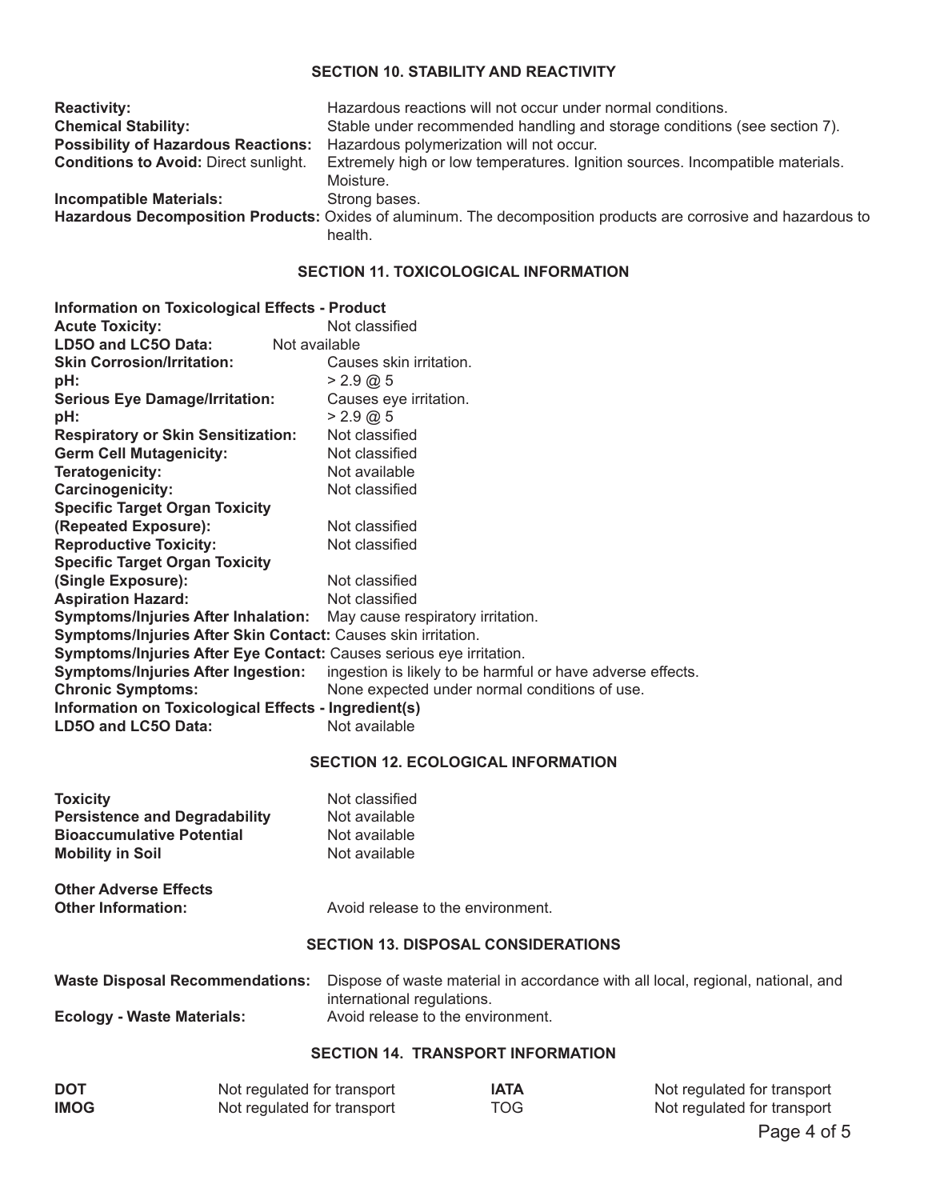## SECTION 10. STABILITY AND REACTIVITY

**Reactivity:** Hazardous reactions will not occur under normal conditions.

**Chemical Stability:** Stable under recommended handling and storage conditions (see section 7).

**Possibility of Hazardous Reactions:** Hazardous polymerization will not occur.

**Conditions to Avoid:** Direct sunlight. Extremely high or low temperatures. Ignition sources. Incompatible materials. Moisture.

**Incompatible Materials:** Strong bases.

**Hazardous Decomposition Products:** Oxides of aluminum. The decomposition products are corrosive and hazardous to health.

## SECTION 11. TOXICOLOGICAL INFORMATION

**Information on Toxicological Effects - Product**

**Acute Toxicity:** Not classified

**LD5O and LC5O Data:** Not available

**Skin Corrosion/Irritation:** Causes skin irritation.

**pH:** > 2.9 @ 5

**Serious Eye Damage/Irritation:** Causes eye irritation.

**pH:** > 2.9 @ 5

**Respiratory or Skin Sensitization:** Not classified

**Germ Cell Mutagenicity:** Not classified

**Teratogenicity:** Not available

**Carcinogenicity:** Not classified

**Specific Target Organ Toxicity (Repeated Exposure):** Not classified

**Reproductive Toxicity:** Not classified

**Specific Target Organ Toxicity (Single Exposure):** Not classified

**Aspiration Hazard:** Not classified

**Symptoms/Injuries After Inhalation:** May cause respiratory irritation.

**Symptoms/Injuries After Skin Contact:** Causes skin irritation.

**Symptoms/Injuries After Eye Contact:** Causes serious eye irritation.

**Symptoms/Injuries After Ingestion:** ingestion is likely to be harmful or have adverse effects.

**Chronic Symptoms:** None expected under normal conditions of use.

**Information on Toxicological Effects - Ingredient(s)**

**LD5O and LC5O Data:** Not available

## SECTION 12. ECOLOGICAL INFORMATION

**Toxicity** Not classified

**Persistence and Degradability** Not available

**Bioaccumulative Potential** Not available

**Mobility in Soil** Not available

**Other Adverse Effects**

**Other Information:** Avoid release to the environment.

## SECTION 13. DISPOSAL CONSIDERATIONS

**Waste Disposal Recommendations:** Dispose of waste material in accordance with all local, regional, national, and international regulations.

**Ecology - Waste Materials:** Avoid release to the environment.

## SECTION 14. TRANSPORT INFORMATION

| | | | |
|---|---|---|---|
| **DOT** | Not regulated for transport | **IATA** | Not regulated for transport |
| **IMOG** | Not regulated for transport | TOG | Not regulated for transport |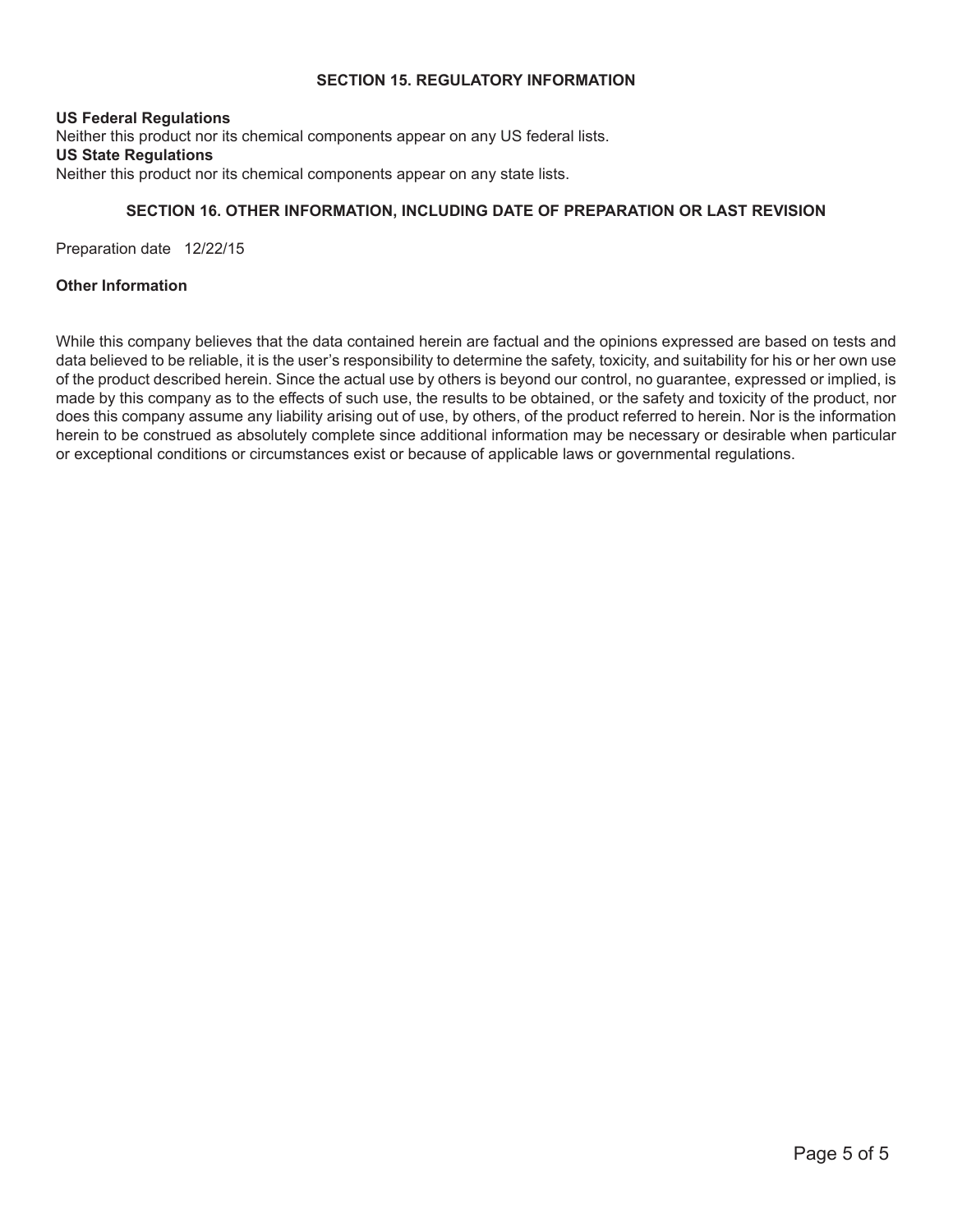## SECTION 15. REGULATORY INFORMATION

**US Federal Regulations**

Neither this product nor its chemical components appear on any US federal lists.

**US State Regulations**

Neither this product nor its chemical components appear on any state lists.

## SECTION 16. OTHER INFORMATION, INCLUDING DATE OF PREPARATION OR LAST REVISION

Preparation date 12/22/15

**Other Information**

While this company believes that the data contained herein are factual and the opinions expressed are based on tests and data believed to be reliable, it is the user's responsibility to determine the safety, toxicity, and suitability for his or her own use of the product described herein. Since the actual use by others is beyond our control, no guarantee, expressed or implied, is made by this company as to the effects of such use, the results to be obtained, or the safety and toxicity of the product, nor does this company assume any liability arising out of use, by others, of the product referred to herein. Nor is the information herein to be construed as absolutely complete since additional information may be necessary or desirable when particular or exceptional conditions or circumstances exist or because of applicable laws or governmental regulations.